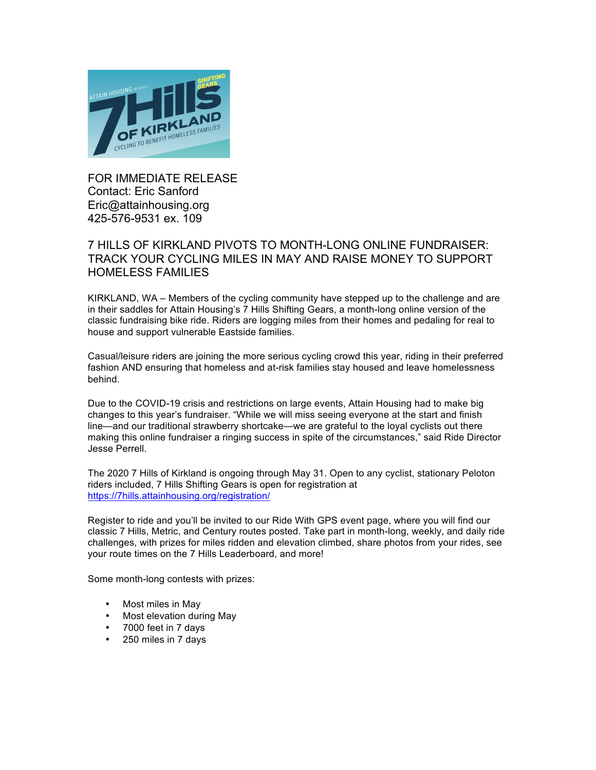FOR IMMEDIATE RELEASE
Contact: Eric Sanford
Eric@attainhousing.org
425-576-9531 ex. 109

# 7 HILLS OF KIRKLAND PIVOTS TO MONTH-LONG ONLINE FUNDRAISER: TRACK YOUR CYCLING MILES IN MAY AND RAISE MONEY TO SUPPORT HOMELESS FAMILIES

KIRKLAND, WA – Members of the cycling community have stepped up to the challenge and are in their saddles for Attain Housing's 7 Hills Shifting Gears, a month-long online version of the classic fundraising bike ride. Riders are logging miles from their homes and pedaling for real to house and support vulnerable Eastside families.

Casual/leisure riders are joining the more serious cycling crowd this year, riding in their preferred fashion AND ensuring that homeless and at-risk families stay housed and leave homelessness behind.

Due to the COVID-19 crisis and restrictions on large events, Attain Housing had to make big changes to this year's fundraiser. "While we will miss seeing everyone at the start and finish line—and our traditional strawberry shortcake—we are grateful to the loyal cyclists out there making this online fundraiser a ringing success in spite of the circumstances," said Ride Director Jesse Perrell.

The 2020 7 Hills of Kirkland is ongoing through May 31. Open to any cyclist, stationary Peloton riders included, 7 Hills Shifting Gears is open for registration at https://7hills.attainhousing.org/registration/

Register to ride and you'll be invited to our Ride With GPS event page, where you will find our classic 7 Hills, Metric, and Century routes posted. Take part in month-long, weekly, and daily ride challenges, with prizes for miles ridden and elevation climbed, share photos from your rides, see your route times on the 7 Hills Leaderboard, and more!

Some month-long contests with prizes:

- Most miles in May
- Most elevation during May
- 7000 feet in 7 days
- 250 miles in 7 days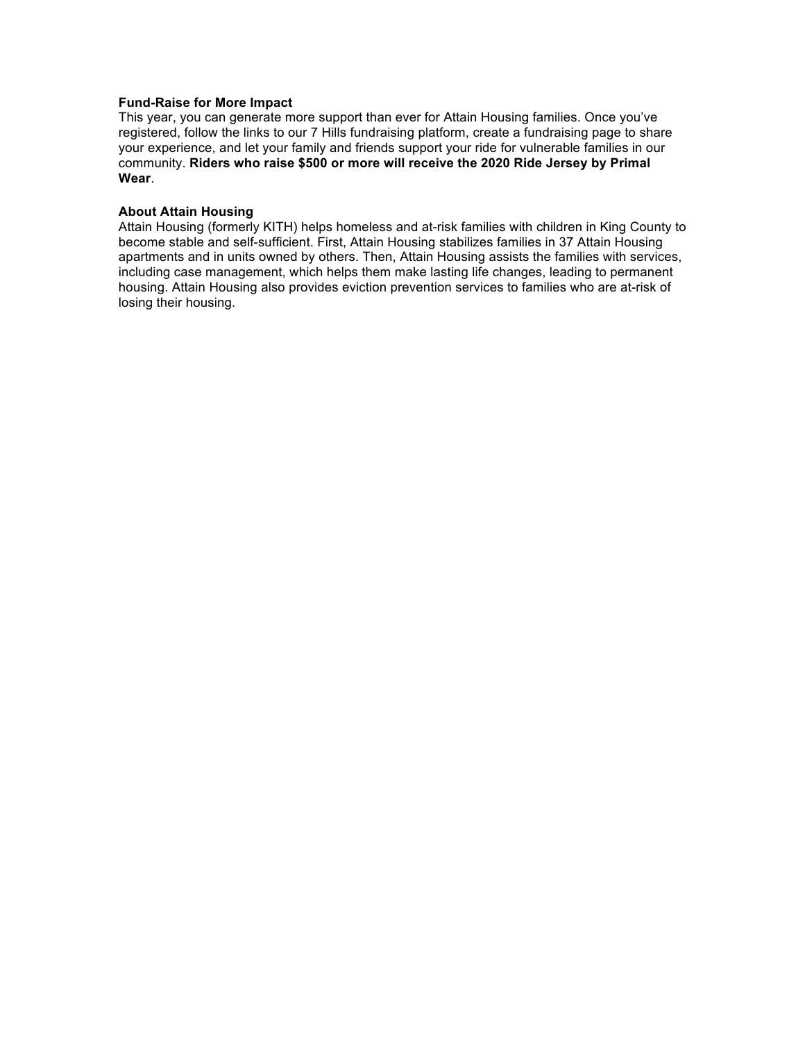**Fund-Raise for More Impact**
This year, you can generate more support than ever for Attain Housing families. Once you've registered, follow the links to our 7 Hills fundraising platform, create a fundraising page to share your experience, and let your family and friends support your ride for vulnerable families in our community. **Riders who raise $500 or more will receive the 2020 Ride Jersey by Primal Wear**.

**About Attain Housing**
Attain Housing (formerly KITH) helps homeless and at-risk families with children in King County to become stable and self-sufficient. First, Attain Housing stabilizes families in 37 Attain Housing apartments and in units owned by others. Then, Attain Housing assists the families with services, including case management, which helps them make lasting life changes, leading to permanent housing. Attain Housing also provides eviction prevention services to families who are at-risk of losing their housing.